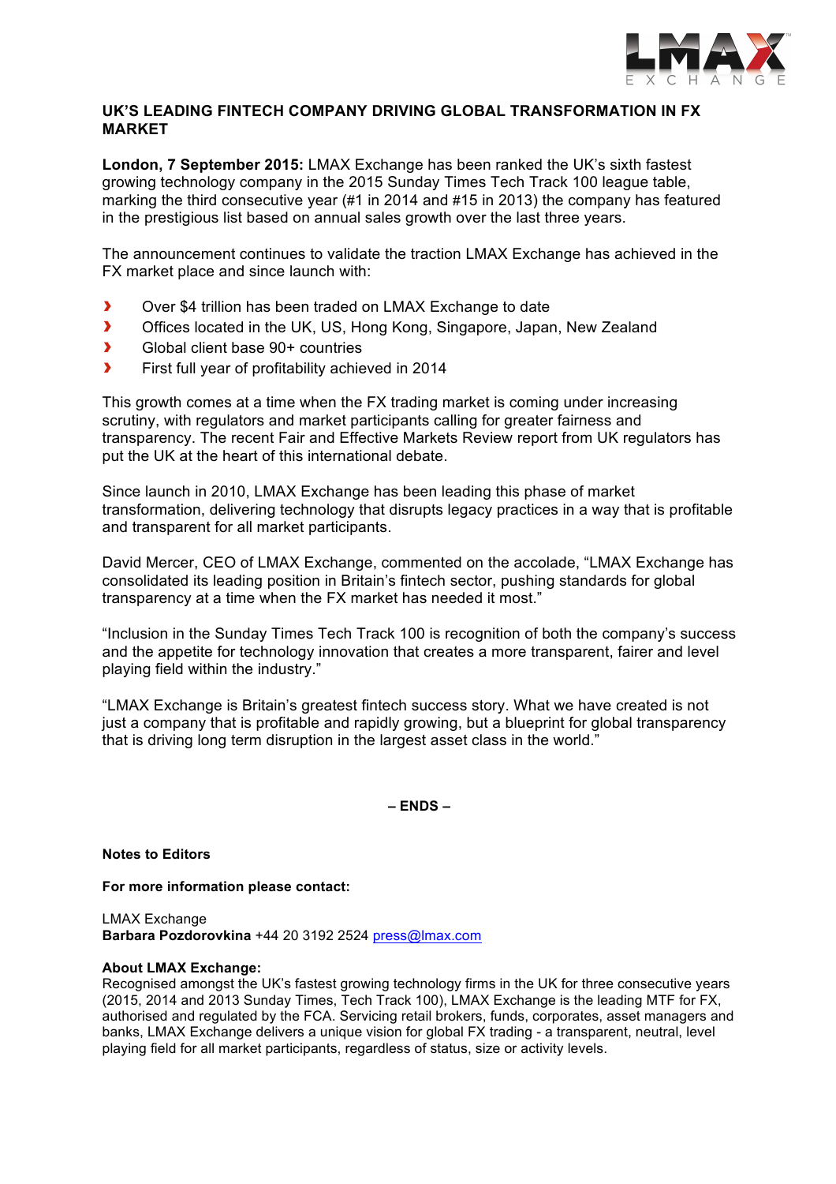# UK'S LEADING FINTECH COMPANY DRIVING GLOBAL TRANSFORMATION IN FX MARKET

**London, 7 September 2015:** LMAX Exchange has been ranked the UK's sixth fastest growing technology company in the 2015 Sunday Times Tech Track 100 league table, marking the third consecutive year (#1 in 2014 and #15 in 2013) the company has featured in the prestigious list based on annual sales growth over the last three years.

The announcement continues to validate the traction LMAX Exchange has achieved in the FX market place and since launch with:

- Over $4 trillion has been traded on LMAX Exchange to date
- Offices located in the UK, US, Hong Kong, Singapore, Japan, New Zealand
- Global client base 90+ countries
- First full year of profitability achieved in 2014

This growth comes at a time when the FX trading market is coming under increasing scrutiny, with regulators and market participants calling for greater fairness and transparency. The recent Fair and Effective Markets Review report from UK regulators has put the UK at the heart of this international debate.

Since launch in 2010, LMAX Exchange has been leading this phase of market transformation, delivering technology that disrupts legacy practices in a way that is profitable and transparent for all market participants.

David Mercer, CEO of LMAX Exchange, commented on the accolade, "LMAX Exchange has consolidated its leading position in Britain's fintech sector, pushing standards for global transparency at a time when the FX market has needed it most."

"Inclusion in the Sunday Times Tech Track 100 is recognition of both the company's success and the appetite for technology innovation that creates a more transparent, fairer and level playing field within the industry."

"LMAX Exchange is Britain's greatest fintech success story. What we have created is not just a company that is profitable and rapidly growing, but a blueprint for global transparency that is driving long term disruption in the largest asset class in the world."

**– ENDS –**

**Notes to Editors**

**For more information please contact:**

LMAX Exchange
**Barbara Pozdorovkina** +44 20 3192 2524 press@lmax.com

**About LMAX Exchange:**
Recognised amongst the UK's fastest growing technology firms in the UK for three consecutive years (2015, 2014 and 2013 Sunday Times, Tech Track 100), LMAX Exchange is the leading MTF for FX, authorised and regulated by the FCA. Servicing retail brokers, funds, corporates, asset managers and banks, LMAX Exchange delivers a unique vision for global FX trading - a transparent, neutral, level playing field for all market participants, regardless of status, size or activity levels.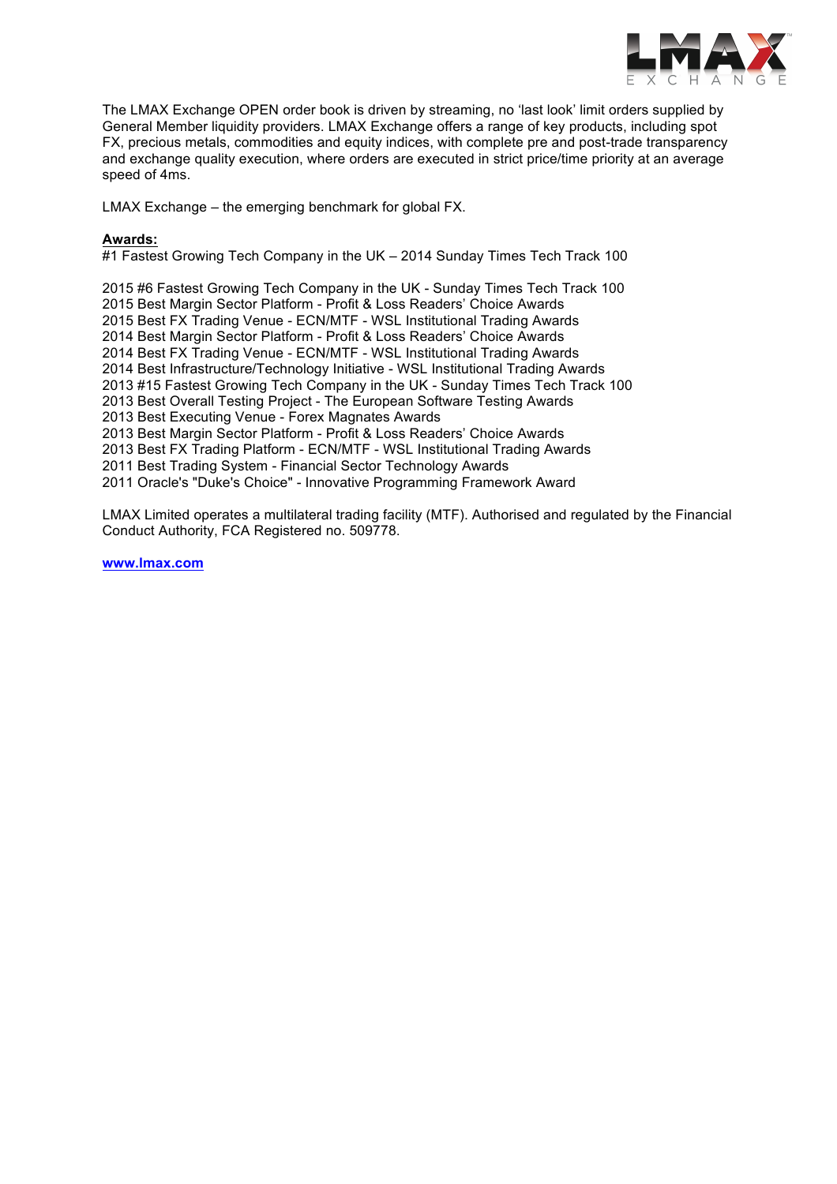The LMAX Exchange OPEN order book is driven by streaming, no 'last look' limit orders supplied by General Member liquidity providers. LMAX Exchange offers a range of key products, including spot FX, precious metals, commodities and equity indices, with complete pre and post-trade transparency and exchange quality execution, where orders are executed in strict price/time priority at an average speed of 4ms.

LMAX Exchange – the emerging benchmark for global FX.

**Awards:**

#1 Fastest Growing Tech Company in the UK – 2014 Sunday Times Tech Track 100

2015 #6 Fastest Growing Tech Company in the UK - Sunday Times Tech Track 100
2015 Best Margin Sector Platform - Profit & Loss Readers' Choice Awards
2015 Best FX Trading Venue - ECN/MTF - WSL Institutional Trading Awards
2014 Best Margin Sector Platform - Profit & Loss Readers' Choice Awards
2014 Best FX Trading Venue - ECN/MTF - WSL Institutional Trading Awards
2014 Best Infrastructure/Technology Initiative - WSL Institutional Trading Awards
2013 #15 Fastest Growing Tech Company in the UK - Sunday Times Tech Track 100
2013 Best Overall Testing Project - The European Software Testing Awards
2013 Best Executing Venue - Forex Magnates Awards
2013 Best Margin Sector Platform - Profit & Loss Readers' Choice Awards
2013 Best FX Trading Platform - ECN/MTF - WSL Institutional Trading Awards
2011 Best Trading System - Financial Sector Technology Awards
2011 Oracle's "Duke's Choice" - Innovative Programming Framework Award

LMAX Limited operates a multilateral trading facility (MTF). Authorised and regulated by the Financial Conduct Authority, FCA Registered no. 509778.

**www.lmax.com**